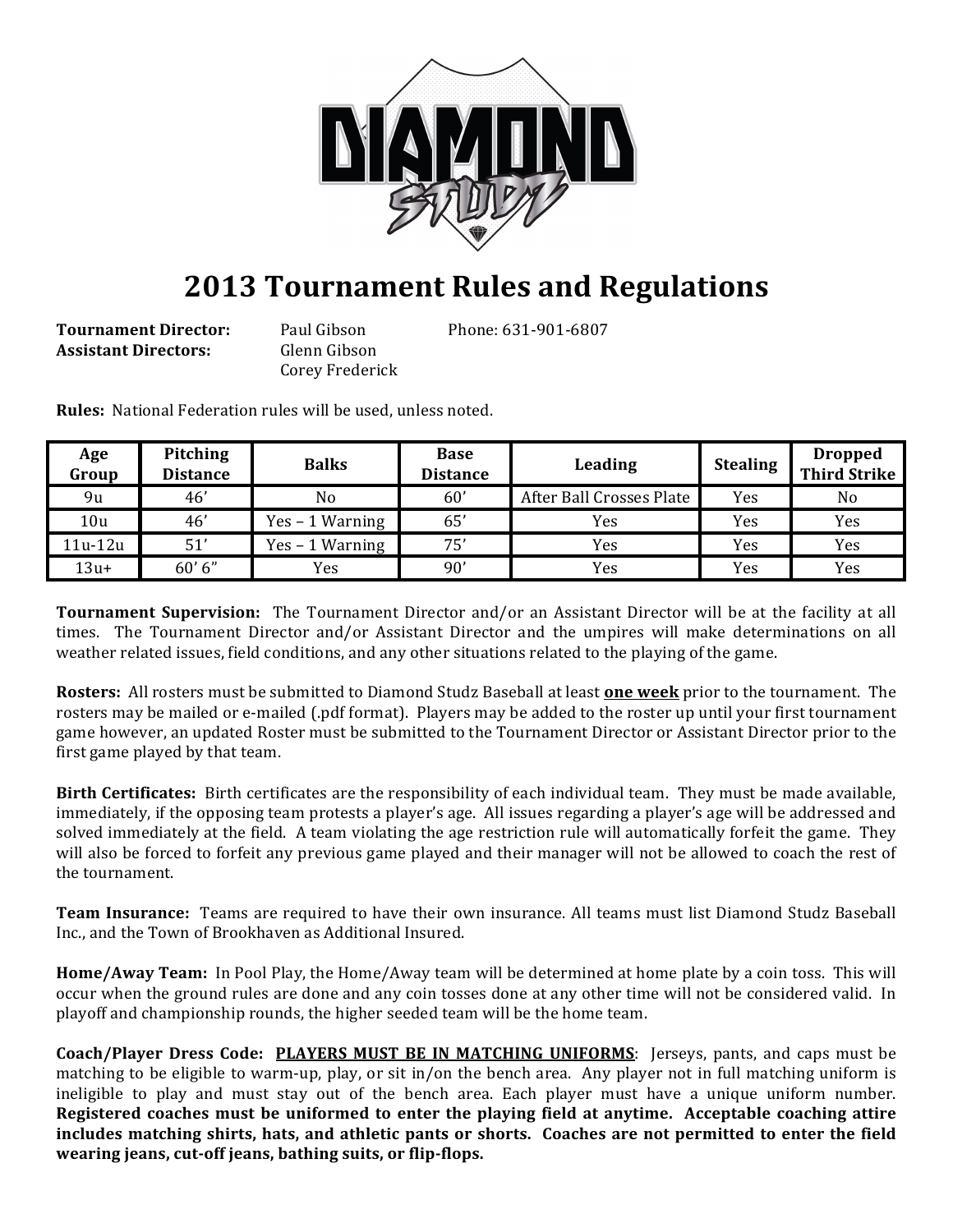# 2013 Tournament Rules and Regulations

**Tournament Director:** Paul Gibson Phone: 631-901-6807
**Assistant Directors:** Glenn Gibson
Corey Frederick

**Rules:** National Federation rules will be used, unless noted.

| Age Group | Pitching Distance | Balks | Base Distance | Leading | Stealing | Dropped Third Strike |
|---|---|---|---|---|---|---|
| 9u | 46' | No | 60' | After Ball Crosses Plate | Yes | No |
| 10u | 46' | Yes – 1 Warning | 65' | Yes | Yes | Yes |
| 11u-12u | 51' | Yes – 1 Warning | 75' | Yes | Yes | Yes |
| 13u+ | 60' 6" | Yes | 90' | Yes | Yes | Yes |

**Tournament Supervision:** The Tournament Director and/or an Assistant Director will be at the facility at all times. The Tournament Director and/or Assistant Director and the umpires will make determinations on all weather related issues, field conditions, and any other situations related to the playing of the game.

**Rosters:** All rosters must be submitted to Diamond Studz Baseball at least **one week** prior to the tournament. The rosters may be mailed or e-mailed (.pdf format). Players may be added to the roster up until your first tournament game however, an updated Roster must be submitted to the Tournament Director or Assistant Director prior to the first game played by that team.

**Birth Certificates:** Birth certificates are the responsibility of each individual team. They must be made available, immediately, if the opposing team protests a player's age. All issues regarding a player's age will be addressed and solved immediately at the field. A team violating the age restriction rule will automatically forfeit the game. They will also be forced to forfeit any previous game played and their manager will not be allowed to coach the rest of the tournament.

**Team Insurance:** Teams are required to have their own insurance. All teams must list Diamond Studz Baseball Inc., and the Town of Brookhaven as Additional Insured.

**Home/Away Team:** In Pool Play, the Home/Away team will be determined at home plate by a coin toss. This will occur when the ground rules are done and any coin tosses done at any other time will not be considered valid. In playoff and championship rounds, the higher seeded team will be the home team.

**Coach/Player Dress Code: PLAYERS MUST BE IN MATCHING UNIFORMS**: Jerseys, pants, and caps must be matching to be eligible to warm-up, play, or sit in/on the bench area. Any player not in full matching uniform is ineligible to play and must stay out of the bench area. Each player must have a unique uniform number. **Registered coaches must be uniformed to enter the playing field at anytime. Acceptable coaching attire includes matching shirts, hats, and athletic pants or shorts. Coaches are not permitted to enter the field wearing jeans, cut-off jeans, bathing suits, or flip-flops.**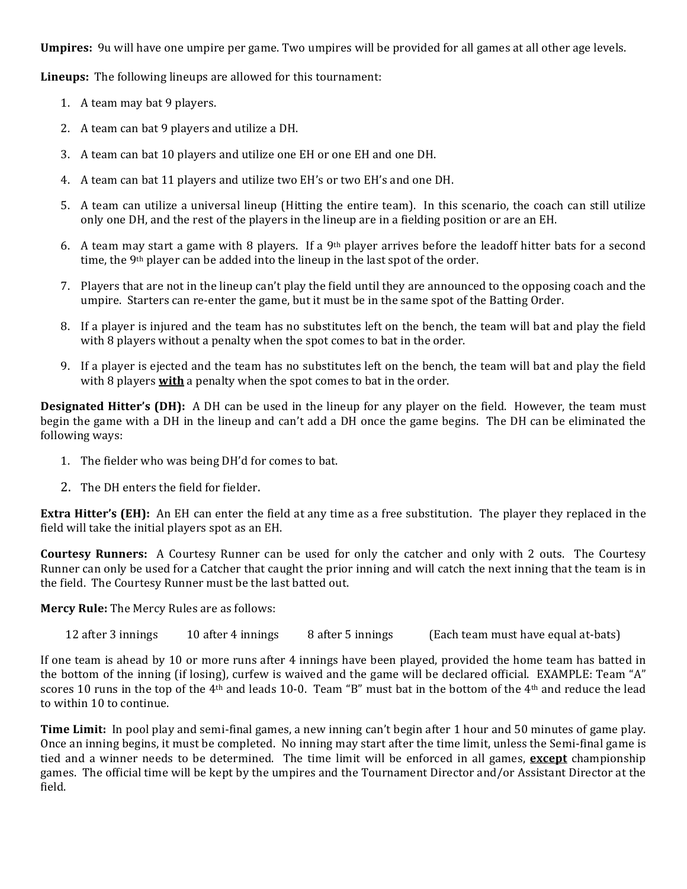**Umpires:** 9u will have one umpire per game. Two umpires will be provided for all games at all other age levels.

**Lineups:** The following lineups are allowed for this tournament:

1. A team may bat 9 players.
2. A team can bat 9 players and utilize a DH.
3. A team can bat 10 players and utilize one EH or one EH and one DH.
4. A team can bat 11 players and utilize two EH's or two EH's and one DH.
5. A team can utilize a universal lineup (Hitting the entire team). In this scenario, the coach can still utilize only one DH, and the rest of the players in the lineup are in a fielding position or are an EH.
6. A team may start a game with 8 players. If a 9th player arrives before the leadoff hitter bats for a second time, the 9th player can be added into the lineup in the last spot of the order.
7. Players that are not in the lineup can't play the field until they are announced to the opposing coach and the umpire. Starters can re-enter the game, but it must be in the same spot of the Batting Order.
8. If a player is injured and the team has no substitutes left on the bench, the team will bat and play the field with 8 players without a penalty when the spot comes to bat in the order.
9. If a player is ejected and the team has no substitutes left on the bench, the team will bat and play the field with 8 players **with** a penalty when the spot comes to bat in the order.

**Designated Hitter's (DH):** A DH can be used in the lineup for any player on the field. However, the team must begin the game with a DH in the lineup and can't add a DH once the game begins. The DH can be eliminated the following ways:

1. The fielder who was being DH'd for comes to bat.
2. The DH enters the field for fielder.

**Extra Hitter's (EH):** An EH can enter the field at any time as a free substitution. The player they replaced in the field will take the initial players spot as an EH.

**Courtesy Runners:** A Courtesy Runner can be used for only the catcher and only with 2 outs. The Courtesy Runner can only be used for a Catcher that caught the prior inning and will catch the next inning that the team is in the field. The Courtesy Runner must be the last batted out.

**Mercy Rule:** The Mercy Rules are as follows:

12 after 3 innings     10 after 4 innings     8 after 5 innings     (Each team must have equal at-bats)

If one team is ahead by 10 or more runs after 4 innings have been played, provided the home team has batted in the bottom of the inning (if losing), curfew is waived and the game will be declared official. EXAMPLE: Team "A" scores 10 runs in the top of the 4th and leads 10-0. Team "B" must bat in the bottom of the 4th and reduce the lead to within 10 to continue.

**Time Limit:** In pool play and semi-final games, a new inning can't begin after 1 hour and 50 minutes of game play. Once an inning begins, it must be completed. No inning may start after the time limit, unless the Semi-final game is tied and a winner needs to be determined. The time limit will be enforced in all games, **except** championship games. The official time will be kept by the umpires and the Tournament Director and/or Assistant Director at the field.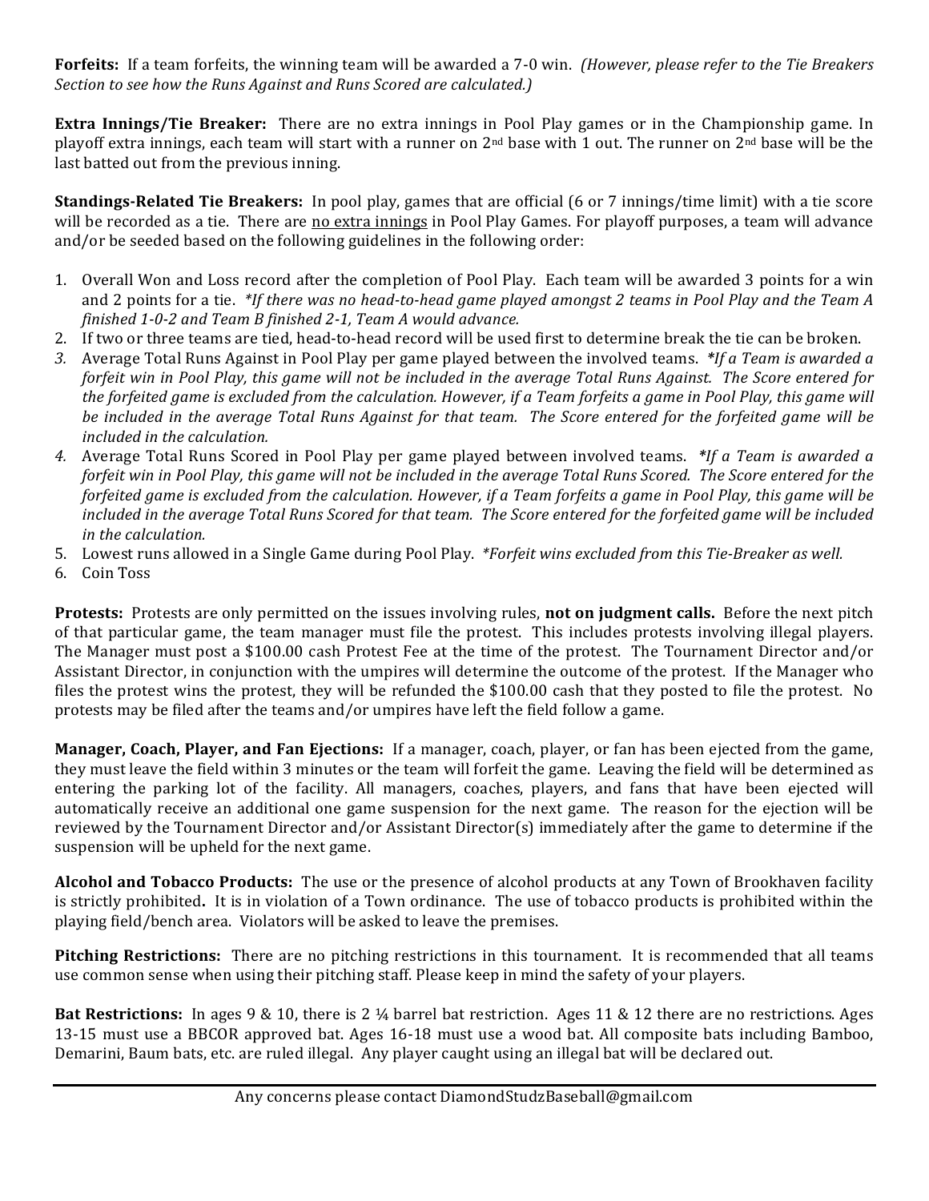**Forfeits:** If a team forfeits, the winning team will be awarded a 7-0 win. *(However, please refer to the Tie Breakers Section to see how the Runs Against and Runs Scored are calculated.)*

**Extra Innings/Tie Breaker:** There are no extra innings in Pool Play games or in the Championship game. In playoff extra innings, each team will start with a runner on 2nd base with 1 out. The runner on 2nd base will be the last batted out from the previous inning.

**Standings-Related Tie Breakers:** In pool play, games that are official (6 or 7 innings/time limit) with a tie score will be recorded as a tie. There are no extra innings in Pool Play Games. For playoff purposes, a team will advance and/or be seeded based on the following guidelines in the following order:

1. Overall Won and Loss record after the completion of Pool Play. Each team will be awarded 3 points for a win and 2 points for a tie. *\*If there was no head-to-head game played amongst 2 teams in Pool Play and the Team A finished 1-0-2 and Team B finished 2-1, Team A would advance.*
2. If two or three teams are tied, head-to-head record will be used first to determine break the tie can be broken.
3. Average Total Runs Against in Pool Play per game played between the involved teams. *\*If a Team is awarded a forfeit win in Pool Play, this game will not be included in the average Total Runs Against. The Score entered for the forfeited game is excluded from the calculation. However, if a Team forfeits a game in Pool Play, this game will be included in the average Total Runs Against for that team. The Score entered for the forfeited game will be included in the calculation.*
4. Average Total Runs Scored in Pool Play per game played between involved teams. *\*If a Team is awarded a forfeit win in Pool Play, this game will not be included in the average Total Runs Scored. The Score entered for the forfeited game is excluded from the calculation. However, if a Team forfeits a game in Pool Play, this game will be included in the average Total Runs Scored for that team. The Score entered for the forfeited game will be included in the calculation.*
5. Lowest runs allowed in a Single Game during Pool Play. *\*Forfeit wins excluded from this Tie-Breaker as well.*
6. Coin Toss

**Protests:** Protests are only permitted on the issues involving rules, **not on judgment calls.** Before the next pitch of that particular game, the team manager must file the protest. This includes protests involving illegal players. The Manager must post a $100.00 cash Protest Fee at the time of the protest. The Tournament Director and/or Assistant Director, in conjunction with the umpires will determine the outcome of the protest. If the Manager who files the protest wins the protest, they will be refunded the $100.00 cash that they posted to file the protest. No protests may be filed after the teams and/or umpires have left the field follow a game.

**Manager, Coach, Player, and Fan Ejections:** If a manager, coach, player, or fan has been ejected from the game, they must leave the field within 3 minutes or the team will forfeit the game. Leaving the field will be determined as entering the parking lot of the facility. All managers, coaches, players, and fans that have been ejected will automatically receive an additional one game suspension for the next game. The reason for the ejection will be reviewed by the Tournament Director and/or Assistant Director(s) immediately after the game to determine if the suspension will be upheld for the next game.

**Alcohol and Tobacco Products:** The use or the presence of alcohol products at any Town of Brookhaven facility is strictly prohibited**.** It is in violation of a Town ordinance. The use of tobacco products is prohibited within the playing field/bench area. Violators will be asked to leave the premises.

**Pitching Restrictions:** There are no pitching restrictions in this tournament. It is recommended that all teams use common sense when using their pitching staff. Please keep in mind the safety of your players.

**Bat Restrictions:** In ages 9 & 10, there is 2 ¼ barrel bat restriction. Ages 11 & 12 there are no restrictions. Ages 13-15 must use a BBCOR approved bat. Ages 16-18 must use a wood bat. All composite bats including Bamboo, Demarini, Baum bats, etc. are ruled illegal. Any player caught using an illegal bat will be declared out.

---

Any concerns please contact DiamondStudzBaseball@gmail.com